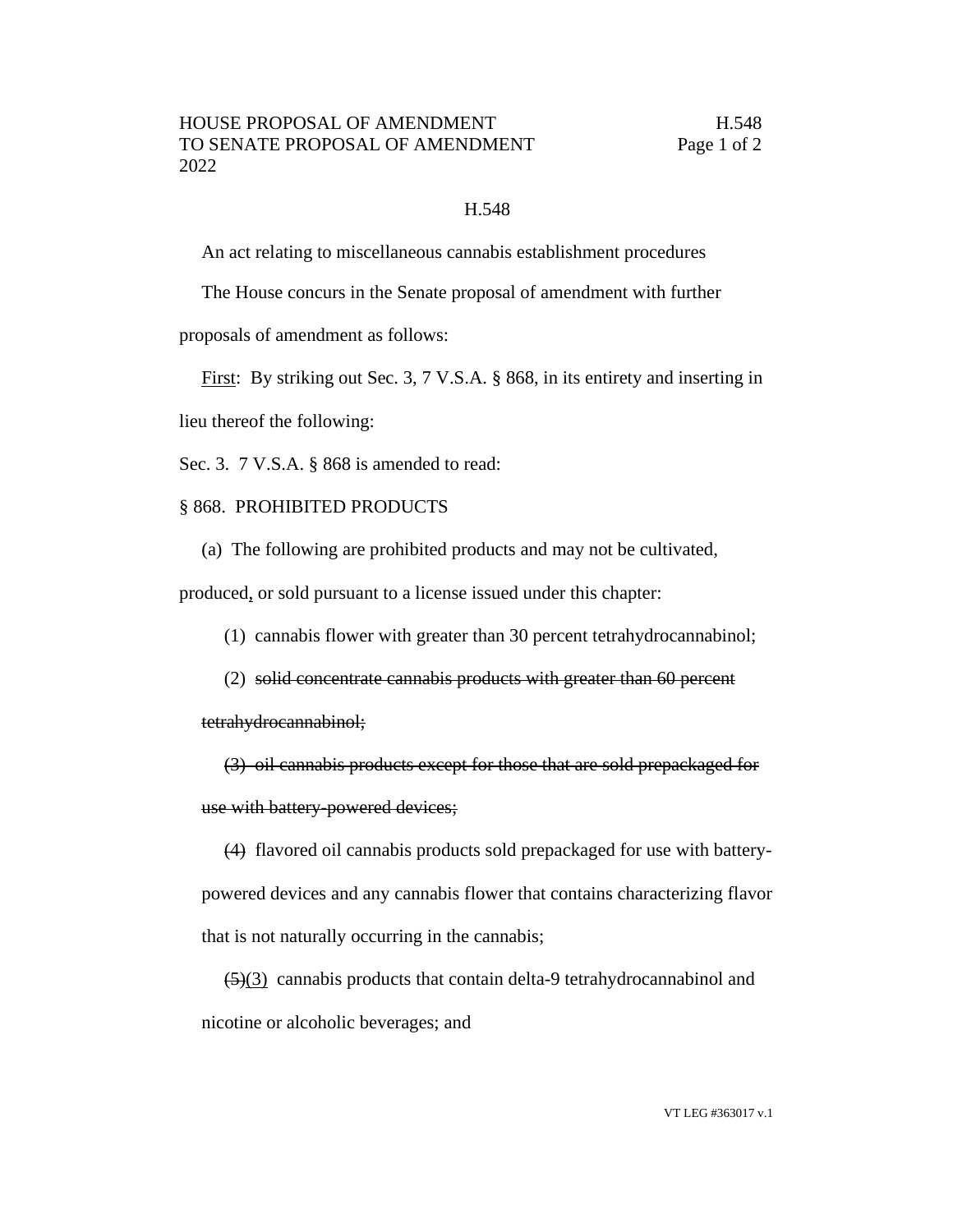H.548

An act relating to miscellaneous cannabis establishment procedures

The House concurs in the Senate proposal of amendment with further proposals of amendment as follows:

<u>First</u>: By striking out Sec. 3, 7 V.S.A. § 868, in its entirety and inserting in lieu thereof the following:

Sec. 3. 7 V.S.A. § 868 is amended to read:

§ 868. PROHIBITED PRODUCTS

(a) The following are prohibited products and may not be cultivated, produced<u>,</u> or sold pursuant to a license issued under this chapter:

(1) cannabis flower with greater than 30 percent tetrahydrocannabinol;

(2) ~~solid concentrate cannabis products with greater than 60 percent tetrahydrocannabinol;~~

~~(3) oil cannabis products except for those that are sold prepackaged for use with battery-powered devices;~~

~~(4)~~ flavored oil cannabis products sold prepackaged for use with battery-powered devices and any cannabis flower that contains characterizing flavor that is not naturally occurring in the cannabis;

~~(5)~~<u>(3)</u> cannabis products that contain delta-9 tetrahydrocannabinol and nicotine or alcoholic beverages; and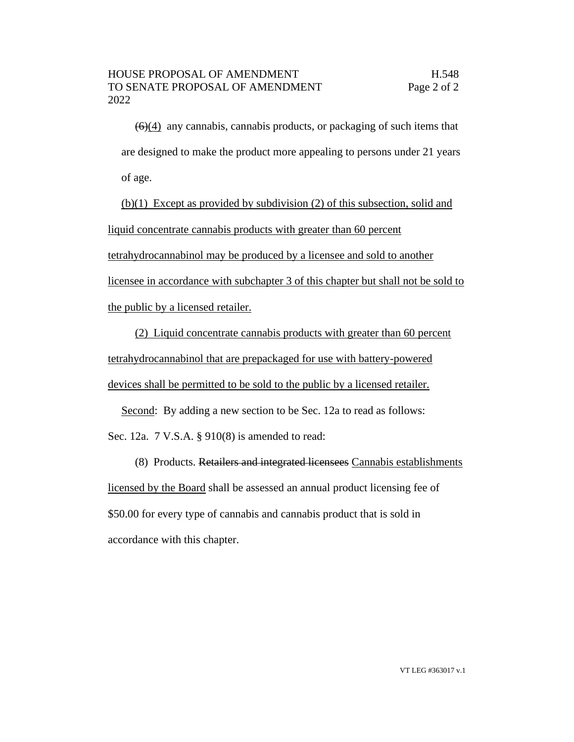~~(6)~~<u>(4)</u> any cannabis, cannabis products, or packaging of such items that are designed to make the product more appealing to persons under 21 years of age.

<u>(b)(1) Except as provided by subdivision (2) of this subsection, solid and liquid concentrate cannabis products with greater than 60 percent tetrahydrocannabinol may be produced by a licensee and sold to another licensee in accordance with subchapter 3 of this chapter but shall not be sold to the public by a licensed retailer.</u>

<u>(2) Liquid concentrate cannabis products with greater than 60 percent tetrahydrocannabinol that are prepackaged for use with battery-powered devices shall be permitted to be sold to the public by a licensed retailer.</u>

<u>Second</u>: By adding a new section to be Sec. 12a to read as follows:

Sec. 12a. 7 V.S.A. § 910(8) is amended to read:

(8) Products. ~~Retailers and integrated licensees~~ <u>Cannabis establishments licensed by the Board</u> shall be assessed an annual product licensing fee of $50.00 for every type of cannabis and cannabis product that is sold in accordance with this chapter.

VT LEG #363017 v.1